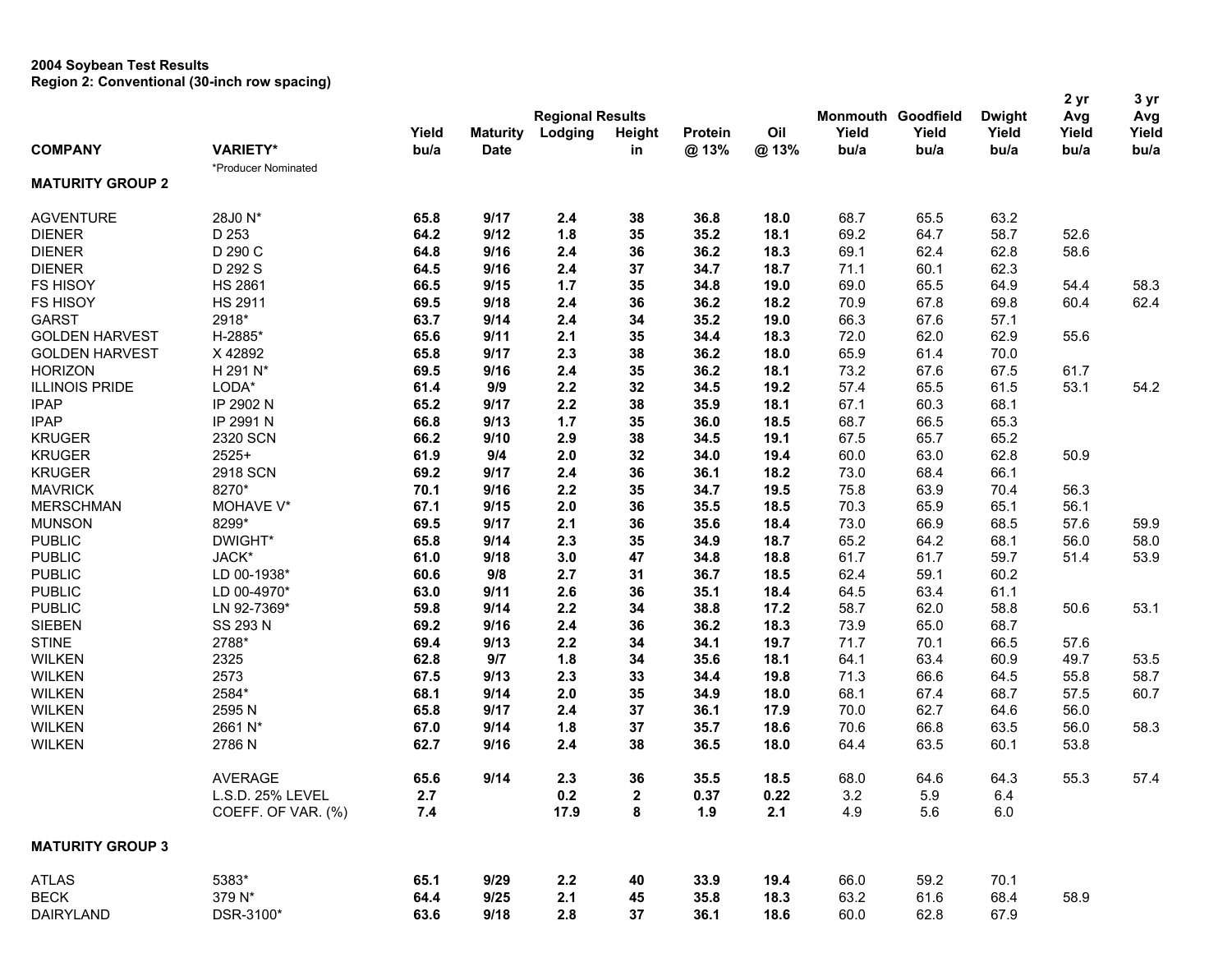**2004 Soybean Test Results**
**Region 2: Conventional (30-inch row spacing)**

| COMPANY | VARIETY* | Yield bu/a | Maturity Date | Regional Results Lodging | Height in | Protein @ 13% | Oil @ 13% | Monmouth Yield bu/a | Goodfield Yield bu/a | Dwight Yield bu/a | 2 yr Avg Yield bu/a | 3 yr Avg Yield bu/a |
|---|---|---|---|---|---|---|---|---|---|---|---|---|
| | *Producer Nominated | | | | | | | | | | | |
| **MATURITY GROUP 2** | | | | | | | | | | | | |
| AGVENTURE | 28J0 N* | **65.8** | **9/17** | **2.4** | **38** | **36.8** | **18.0** | 68.7 | 65.5 | 63.2 | | |
| DIENER | D 253 | **64.2** | **9/12** | **1.8** | **35** | **35.2** | **18.1** | 69.2 | 64.7 | 58.7 | 52.6 | |
| DIENER | D 290 C | **64.8** | **9/16** | **2.4** | **36** | **36.2** | **18.3** | 69.1 | 62.4 | 62.8 | 58.6 | |
| DIENER | D 292 S | **64.5** | **9/16** | **2.4** | **37** | **34.7** | **18.7** | 71.1 | 60.1 | 62.3 | | |
| FS HISOY | HS 2861 | **66.5** | **9/15** | **1.7** | **35** | **34.8** | **19.0** | 69.0 | 65.5 | 64.9 | 54.4 | 58.3 |
| FS HISOY | HS 2911 | **69.5** | **9/18** | **2.4** | **36** | **36.2** | **18.2** | 70.9 | 67.8 | 69.8 | 60.4 | 62.4 |
| GARST | 2918* | **63.7** | **9/14** | **2.4** | **34** | **35.2** | **19.0** | 66.3 | 67.6 | 57.1 | | |
| GOLDEN HARVEST | H-2885* | **65.6** | **9/11** | **2.1** | **35** | **34.4** | **18.3** | 72.0 | 62.0 | 62.9 | 55.6 | |
| GOLDEN HARVEST | X 42892 | **65.8** | **9/17** | **2.3** | **38** | **36.2** | **18.0** | 65.9 | 61.4 | 70.0 | | |
| HORIZON | H 291 N* | **69.5** | **9/16** | **2.4** | **35** | **36.2** | **18.1** | 73.2 | 67.6 | 67.5 | 61.7 | |
| ILLINOIS PRIDE | LODA* | **61.4** | **9/9** | **2.2** | **32** | **34.5** | **19.2** | 57.4 | 65.5 | 61.5 | 53.1 | 54.2 |
| IPAP | IP 2902 N | **65.2** | **9/17** | **2.2** | **38** | **35.9** | **18.1** | 67.1 | 60.3 | 68.1 | | |
| IPAP | IP 2991 N | **66.8** | **9/13** | **1.7** | **35** | **36.0** | **18.5** | 68.7 | 66.5 | 65.3 | | |
| KRUGER | 2320 SCN | **66.2** | **9/10** | **2.9** | **38** | **34.5** | **19.1** | 67.5 | 65.7 | 65.2 | | |
| KRUGER | 2525+ | **61.9** | **9/4** | **2.0** | **32** | **34.0** | **19.4** | 60.0 | 63.0 | 62.8 | 50.9 | |
| KRUGER | 2918 SCN | **69.2** | **9/17** | **2.4** | **36** | **36.1** | **18.2** | 73.0 | 68.4 | 66.1 | | |
| MAVRICK | 8270* | **70.1** | **9/16** | **2.2** | **35** | **34.7** | **19.5** | 75.8 | 63.9 | 70.4 | 56.3 | |
| MERSCHMAN | MOHAVE V* | **67.1** | **9/15** | **2.0** | **36** | **35.5** | **18.5** | 70.3 | 65.9 | 65.1 | 56.1 | |
| MUNSON | 8299* | **69.5** | **9/17** | **2.1** | **36** | **35.6** | **18.4** | 73.0 | 66.9 | 68.5 | 57.6 | 59.9 |
| PUBLIC | DWIGHT* | **65.8** | **9/14** | **2.3** | **35** | **34.9** | **18.7** | 65.2 | 64.2 | 68.1 | 56.0 | 58.0 |
| PUBLIC | JACK* | **61.0** | **9/18** | **3.0** | **47** | **34.8** | **18.8** | 61.7 | 61.7 | 59.7 | 51.4 | 53.9 |
| PUBLIC | LD 00-1938* | **60.6** | **9/8** | **2.7** | **31** | **36.7** | **18.5** | 62.4 | 59.1 | 60.2 | | |
| PUBLIC | LD 00-4970* | **63.0** | **9/11** | **2.6** | **36** | **35.1** | **18.4** | 64.5 | 63.4 | 61.1 | | |
| PUBLIC | LN 92-7369* | **59.8** | **9/14** | **2.2** | **34** | **38.8** | **17.2** | 58.7 | 62.0 | 58.8 | 50.6 | 53.1 |
| SIEBEN | SS 293 N | **69.2** | **9/16** | **2.4** | **36** | **36.2** | **18.3** | 73.9 | 65.0 | 68.7 | | |
| STINE | 2788* | **69.4** | **9/13** | **2.2** | **34** | **34.1** | **19.7** | 71.7 | 70.1 | 66.5 | 57.6 | |
| WILKEN | 2325 | **62.8** | **9/7** | **1.8** | **34** | **35.6** | **18.1** | 64.1 | 63.4 | 60.9 | 49.7 | 53.5 |
| WILKEN | 2573 | **67.5** | **9/13** | **2.3** | **33** | **34.4** | **19.8** | 71.3 | 66.6 | 64.5 | 55.8 | 58.7 |
| WILKEN | 2584* | **68.1** | **9/14** | **2.0** | **35** | **34.9** | **18.0** | 68.1 | 67.4 | 68.7 | 57.5 | 60.7 |
| WILKEN | 2595 N | **65.8** | **9/17** | **2.4** | **37** | **36.1** | **17.9** | 70.0 | 62.7 | 64.6 | 56.0 | |
| WILKEN | 2661 N* | **67.0** | **9/14** | **1.8** | **37** | **35.7** | **18.6** | 70.6 | 66.8 | 63.5 | 56.0 | 58.3 |
| WILKEN | 2786 N | **62.7** | **9/16** | **2.4** | **38** | **36.5** | **18.0** | 64.4 | 63.5 | 60.1 | 53.8 | |
| | AVERAGE | **65.6** | **9/14** | **2.3** | **36** | **35.5** | **18.5** | 68.0 | 64.6 | 64.3 | 55.3 | 57.4 |
| | L.S.D. 25% LEVEL | **2.7** | | **0.2** | **2** | **0.37** | **0.22** | 3.2 | 5.9 | 6.4 | | |
| | COEFF. OF VAR. (%) | **7.4** | | **17.9** | **8** | **1.9** | **2.1** | 4.9 | 5.6 | 6.0 | | |
| **MATURITY GROUP 3** | | | | | | | | | | | | |
| ATLAS | 5383* | **65.1** | **9/29** | **2.2** | **40** | **33.9** | **19.4** | 66.0 | 59.2 | 70.1 | | |
| BECK | 379 N* | **64.4** | **9/25** | **2.1** | **45** | **35.8** | **18.3** | 63.2 | 61.6 | 68.4 | 58.9 | |
| DAIRYLAND | DSR-3100* | **63.6** | **9/18** | **2.8** | **37** | **36.1** | **18.6** | 60.0 | 62.8 | 67.9 | | |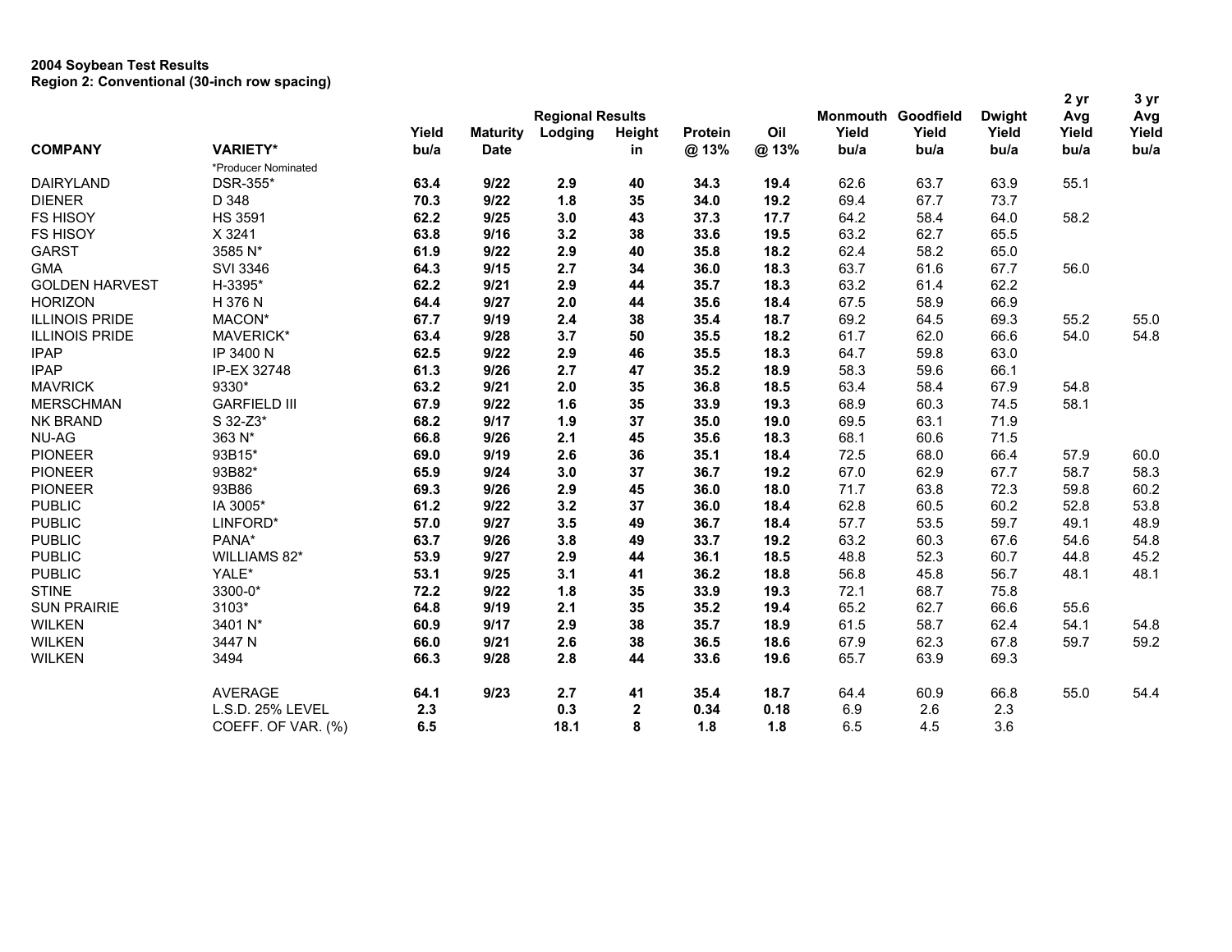**2004 Soybean Test Results**
**Region 2: Conventional (30-inch row spacing)**

| COMPANY | VARIETY* | Yield bu/a | Maturity Date | Regional Results Lodging | Height in | Protein @ 13% | Oil @ 13% | Monmouth Yield bu/a | Goodfield Yield bu/a | Dwight Yield bu/a | 2 yr Avg Yield bu/a | 3 yr Avg Yield bu/a |
|---|---|---|---|---|---|---|---|---|---|---|---|---|
| | *Producer Nominated | | | | | | | | | | | |
| DAIRYLAND | DSR-355* | **63.4** | **9/22** | **2.9** | **40** | **34.3** | **19.4** | 62.6 | 63.7 | 63.9 | 55.1 | |
| DIENER | D 348 | **70.3** | **9/22** | **1.8** | **35** | **34.0** | **19.2** | 69.4 | 67.7 | 73.7 | | |
| FS HISOY | HS 3591 | **62.2** | **9/25** | **3.0** | **43** | **37.3** | **17.7** | 64.2 | 58.4 | 64.0 | 58.2 | |
| FS HISOY | X 3241 | **63.8** | **9/16** | **3.2** | **38** | **33.6** | **19.5** | 63.2 | 62.7 | 65.5 | | |
| GARST | 3585 N* | **61.9** | **9/22** | **2.9** | **40** | **35.8** | **18.2** | 62.4 | 58.2 | 65.0 | | |
| GMA | SVI 3346 | **64.3** | **9/15** | **2.7** | **34** | **36.0** | **18.3** | 63.7 | 61.6 | 67.7 | 56.0 | |
| GOLDEN HARVEST | H-3395* | **62.2** | **9/21** | **2.9** | **44** | **35.7** | **18.3** | 63.2 | 61.4 | 62.2 | | |
| HORIZON | H 376 N | **64.4** | **9/27** | **2.0** | **44** | **35.6** | **18.4** | 67.5 | 58.9 | 66.9 | | |
| ILLINOIS PRIDE | MACON* | **67.7** | **9/19** | **2.4** | **38** | **35.4** | **18.7** | 69.2 | 64.5 | 69.3 | 55.2 | 55.0 |
| ILLINOIS PRIDE | MAVERICK* | **63.4** | **9/28** | **3.7** | **50** | **35.5** | **18.2** | 61.7 | 62.0 | 66.6 | 54.0 | 54.8 |
| IPAP | IP 3400 N | **62.5** | **9/22** | **2.9** | **46** | **35.5** | **18.3** | 64.7 | 59.8 | 63.0 | | |
| IPAP | IP-EX 32748 | **61.3** | **9/26** | **2.7** | **47** | **35.2** | **18.9** | 58.3 | 59.6 | 66.1 | | |
| MAVRICK | 9330* | **63.2** | **9/21** | **2.0** | **35** | **36.8** | **18.5** | 63.4 | 58.4 | 67.9 | 54.8 | |
| MERSCHMAN | GARFIELD III | **67.9** | **9/22** | **1.6** | **35** | **33.9** | **19.3** | 68.9 | 60.3 | 74.5 | 58.1 | |
| NK BRAND | S 32-Z3* | **68.2** | **9/17** | **1.9** | **37** | **35.0** | **19.0** | 69.5 | 63.1 | 71.9 | | |
| NU-AG | 363 N* | **66.8** | **9/26** | **2.1** | **45** | **35.6** | **18.3** | 68.1 | 60.6 | 71.5 | | |
| PIONEER | 93B15* | **69.0** | **9/19** | **2.6** | **36** | **35.1** | **18.4** | 72.5 | 68.0 | 66.4 | 57.9 | 60.0 |
| PIONEER | 93B82* | **65.9** | **9/24** | **3.0** | **37** | **36.7** | **19.2** | 67.0 | 62.9 | 67.7 | 58.7 | 58.3 |
| PIONEER | 93B86 | **69.3** | **9/26** | **2.9** | **45** | **36.0** | **18.0** | 71.7 | 63.8 | 72.3 | 59.8 | 60.2 |
| PUBLIC | IA 3005* | **61.2** | **9/22** | **3.2** | **37** | **36.0** | **18.4** | 62.8 | 60.5 | 60.2 | 52.8 | 53.8 |
| PUBLIC | LINFORD* | **57.0** | **9/27** | **3.5** | **49** | **36.7** | **18.4** | 57.7 | 53.5 | 59.7 | 49.1 | 48.9 |
| PUBLIC | PANA* | **63.7** | **9/26** | **3.8** | **49** | **33.7** | **19.2** | 63.2 | 60.3 | 67.6 | 54.6 | 54.8 |
| PUBLIC | WILLIAMS 82* | **53.9** | **9/27** | **2.9** | **44** | **36.1** | **18.5** | 48.8 | 52.3 | 60.7 | 44.8 | 45.2 |
| PUBLIC | YALE* | **53.1** | **9/25** | **3.1** | **41** | **36.2** | **18.8** | 56.8 | 45.8 | 56.7 | 48.1 | 48.1 |
| STINE | 3300-0* | **72.2** | **9/22** | **1.8** | **35** | **33.9** | **19.3** | 72.1 | 68.7 | 75.8 | | |
| SUN PRAIRIE | 3103* | **64.8** | **9/19** | **2.1** | **35** | **35.2** | **19.4** | 65.2 | 62.7 | 66.6 | 55.6 | |
| WILKEN | 3401 N* | **60.9** | **9/17** | **2.9** | **38** | **35.7** | **18.9** | 61.5 | 58.7 | 62.4 | 54.1 | 54.8 |
| WILKEN | 3447 N | **66.0** | **9/21** | **2.6** | **38** | **36.5** | **18.6** | 67.9 | 62.3 | 67.8 | 59.7 | 59.2 |
| WILKEN | 3494 | **66.3** | **9/28** | **2.8** | **44** | **33.6** | **19.6** | 65.7 | 63.9 | 69.3 | | |
| | AVERAGE | **64.1** | **9/23** | **2.7** | **41** | **35.4** | **18.7** | 64.4 | 60.9 | 66.8 | 55.0 | 54.4 |
| | L.S.D. 25% LEVEL | **2.3** | | **0.3** | **2** | **0.34** | **0.18** | 6.9 | 2.6 | 2.3 | | |
| | COEFF. OF VAR. (%) | **6.5** | | **18.1** | **8** | **1.8** | **1.8** | 6.5 | 4.5 | 3.6 | | |